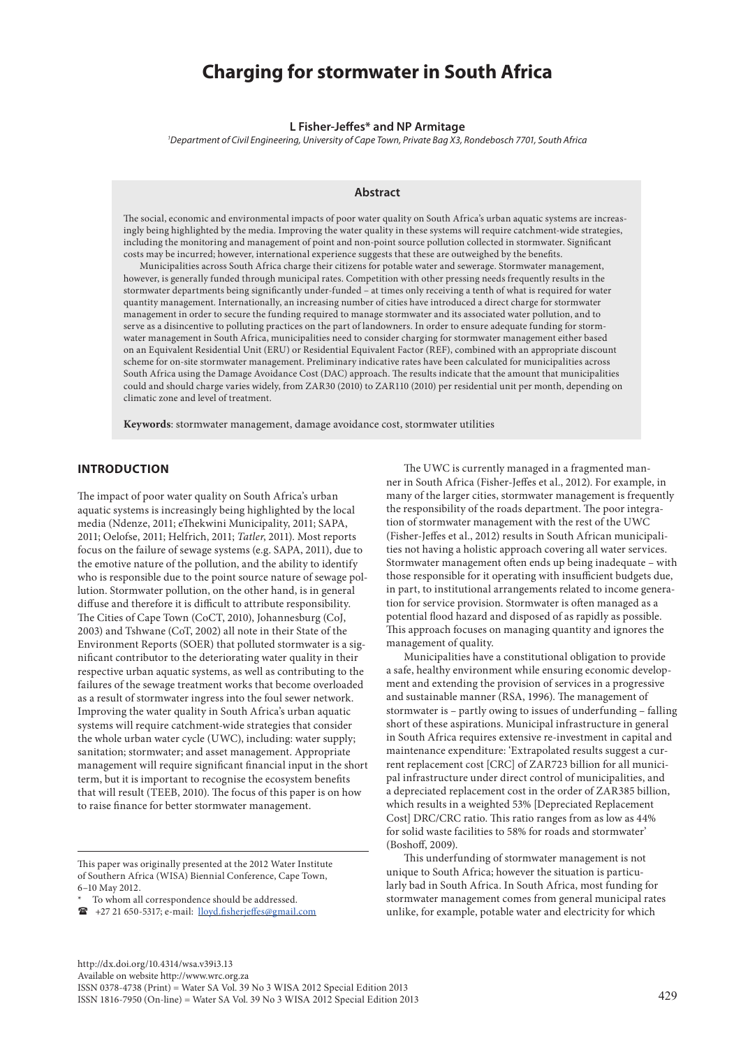# Charging for stormwater in South Africa

**L Fisher-Jeffes\* and NP Armitage**

[1]*Department of Civil Engineering, University of Cape Town, Private Bag X3, Rondebosch 7701, South Africa*

## Abstract

The social, economic and environmental impacts of poor water quality on South Africa's urban aquatic systems are increasingly being highlighted by the media. Improving the water quality in these systems will require catchment-wide strategies, including the monitoring and management of point and non-point source pollution collected in stormwater. Significant costs may be incurred; however, international experience suggests that these are outweighed by the benefits.

Municipalities across South Africa charge their citizens for potable water and sewerage. Stormwater management, however, is generally funded through municipal rates. Competition with other pressing needs frequently results in the stormwater departments being significantly under-funded – at times only receiving a tenth of what is required for water quantity management. Internationally, an increasing number of cities have introduced a direct charge for stormwater management in order to secure the funding required to manage stormwater and its associated water pollution, and to serve as a disincentive to polluting practices on the part of landowners. In order to ensure adequate funding for stormwater management in South Africa, municipalities need to consider charging for stormwater management either based on an Equivalent Residential Unit (ERU) or Residential Equivalent Factor (REF), combined with an appropriate discount scheme for on-site stormwater management. Preliminary indicative rates have been calculated for municipalities across South Africa using the Damage Avoidance Cost (DAC) approach. The results indicate that the amount that municipalities could and should charge varies widely, from ZAR30 (2010) to ZAR110 (2010) per residential unit per month, depending on climatic zone and level of treatment.

**Keywords**: stormwater management, damage avoidance cost, stormwater utilities

## INTRODUCTION

The impact of poor water quality on South Africa's urban aquatic systems is increasingly being highlighted by the local media (Ndenze, 2011; eThekwini Municipality, 2011; SAPA, 2011; Oelofse, 2011; Helfrich, 2011; *Tatler*, 2011). Most reports focus on the failure of sewage systems (e.g. SAPA, 2011), due to the emotive nature of the pollution, and the ability to identify who is responsible due to the point source nature of sewage pollution. Stormwater pollution, on the other hand, is in general diffuse and therefore it is difficult to attribute responsibility. The Cities of Cape Town (CoCT, 2010), Johannesburg (CoJ, 2003) and Tshwane (CoT, 2002) all note in their State of the Environment Reports (SOER) that polluted stormwater is a significant contributor to the deteriorating water quality in their respective urban aquatic systems, as well as contributing to the failures of the sewage treatment works that become overloaded as a result of stormwater ingress into the foul sewer network. Improving the water quality in South Africa's urban aquatic systems will require catchment-wide strategies that consider the whole urban water cycle (UWC), including: water supply; sanitation; stormwater; and asset management. Appropriate management will require significant financial input in the short term, but it is important to recognise the ecosystem benefits that will result (TEEB, 2010). The focus of this paper is on how to raise finance for better stormwater management.

The UWC is currently managed in a fragmented manner in South Africa (Fisher-Jeffes et al., 2012). For example, in many of the larger cities, stormwater management is frequently the responsibility of the roads department. The poor integration of stormwater management with the rest of the UWC (Fisher-Jeffes et al., 2012) results in South African municipalities not having a holistic approach covering all water services. Stormwater management often ends up being inadequate – with those responsible for it operating with insufficient budgets due, in part, to institutional arrangements related to income generation for service provision. Stormwater is often managed as a potential flood hazard and disposed of as rapidly as possible. This approach focuses on managing quantity and ignores the management of quality.

Municipalities have a constitutional obligation to provide a safe, healthy environment while ensuring economic development and extending the provision of services in a progressive and sustainable manner (RSA, 1996). The management of stormwater is – partly owing to issues of underfunding – falling short of these aspirations. Municipal infrastructure in general in South Africa requires extensive re-investment in capital and maintenance expenditure: 'Extrapolated results suggest a current replacement cost [CRC] of ZAR723 billion for all municipal infrastructure under direct control of municipalities, and a depreciated replacement cost in the order of ZAR385 billion, which results in a weighted 53% [Depreciated Replacement Cost] DRC/CRC ratio. This ratio ranges from as low as 44% for solid waste facilities to 58% for roads and stormwater' (Boshoff, 2009).

This underfunding of stormwater management is not unique to South Africa; however the situation is particularly bad in South Africa. In South Africa, most funding for stormwater management comes from general municipal rates unlike, for example, potable water and electricity for which

---

This paper was originally presented at the 2012 Water Institute of Southern Africa (WISA) Biennial Conference, Cape Town, 6–10 May 2012.

\* To whom all correspondence should be addressed.

☎ +27 21 650-5317; e-mail: lloyd.fisherjeffes@gmail.com

http://dx.doi.org/10.4314/wsa.v39i3.13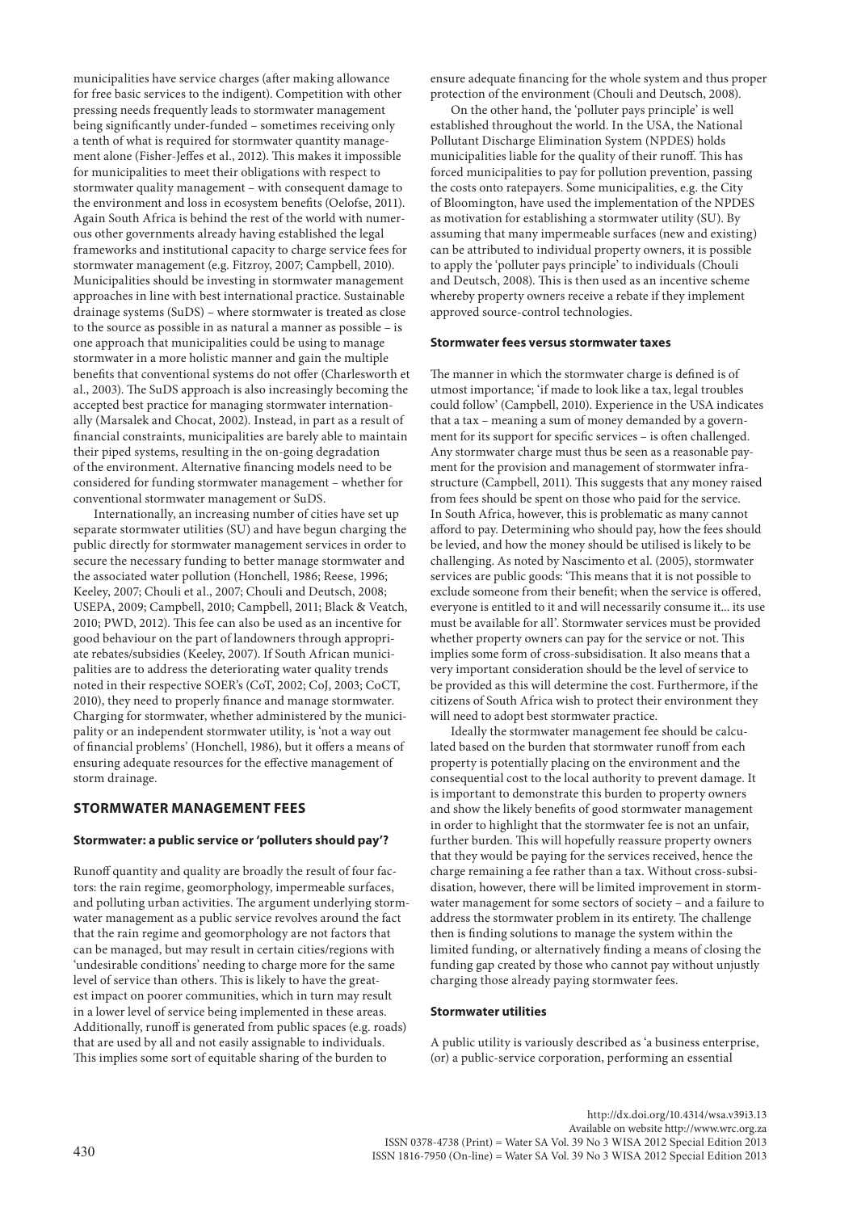municipalities have service charges (after making allowance for free basic services to the indigent). Competition with other pressing needs frequently leads to stormwater management being significantly under-funded – sometimes receiving only a tenth of what is required for stormwater quantity management alone (Fisher-Jeffes et al., 2012). This makes it impossible for municipalities to meet their obligations with respect to stormwater quality management – with consequent damage to the environment and loss in ecosystem benefits (Oelofse, 2011). Again South Africa is behind the rest of the world with numerous other governments already having established the legal frameworks and institutional capacity to charge service fees for stormwater management (e.g. Fitzroy, 2007; Campbell, 2010). Municipalities should be investing in stormwater management approaches in line with best international practice. Sustainable drainage systems (SuDS) – where stormwater is treated as close to the source as possible in as natural a manner as possible – is one approach that municipalities could be using to manage stormwater in a more holistic manner and gain the multiple benefits that conventional systems do not offer (Charlesworth et al., 2003). The SuDS approach is also increasingly becoming the accepted best practice for managing stormwater internationally (Marsalek and Chocat, 2002). Instead, in part as a result of financial constraints, municipalities are barely able to maintain their piped systems, resulting in the on-going degradation of the environment. Alternative financing models need to be considered for funding stormwater management – whether for conventional stormwater management or SuDS.

Internationally, an increasing number of cities have set up separate stormwater utilities (SU) and have begun charging the public directly for stormwater management services in order to secure the necessary funding to better manage stormwater and the associated water pollution (Honchell, 1986; Reese, 1996; Keeley, 2007; Chouli et al., 2007; Chouli and Deutsch, 2008; USEPA, 2009; Campbell, 2010; Campbell, 2011; Black & Veatch, 2010; PWD, 2012). This fee can also be used as an incentive for good behaviour on the part of landowners through appropriate rebates/subsidies (Keeley, 2007). If South African municipalities are to address the deteriorating water quality trends noted in their respective SOER's (CoT, 2002; CoJ, 2003; CoCT, 2010), they need to properly finance and manage stormwater. Charging for stormwater, whether administered by the municipality or an independent stormwater utility, is 'not a way out of financial problems' (Honchell, 1986), but it offers a means of ensuring adequate resources for the effective management of storm drainage.

## STORMWATER MANAGEMENT FEES

### Stormwater: a public service or 'polluters should pay'?

Runoff quantity and quality are broadly the result of four factors: the rain regime, geomorphology, impermeable surfaces, and polluting urban activities. The argument underlying stormwater management as a public service revolves around the fact that the rain regime and geomorphology are not factors that can be managed, but may result in certain cities/regions with 'undesirable conditions' needing to charge more for the same level of service than others. This is likely to have the greatest impact on poorer communities, which in turn may result in a lower level of service being implemented in these areas. Additionally, runoff is generated from public spaces (e.g. roads) that are used by all and not easily assignable to individuals. This implies some sort of equitable sharing of the burden to ensure adequate financing for the whole system and thus proper protection of the environment (Chouli and Deutsch, 2008).

On the other hand, the 'polluter pays principle' is well established throughout the world. In the USA, the National Pollutant Discharge Elimination System (NPDES) holds municipalities liable for the quality of their runoff. This has forced municipalities to pay for pollution prevention, passing the costs onto ratepayers. Some municipalities, e.g. the City of Bloomington, have used the implementation of the NPDES as motivation for establishing a stormwater utility (SU). By assuming that many impermeable surfaces (new and existing) can be attributed to individual property owners, it is possible to apply the 'polluter pays principle' to individuals (Chouli and Deutsch, 2008). This is then used as an incentive scheme whereby property owners receive a rebate if they implement approved source-control technologies.

### Stormwater fees versus stormwater taxes

The manner in which the stormwater charge is defined is of utmost importance; 'if made to look like a tax, legal troubles could follow' (Campbell, 2010). Experience in the USA indicates that a tax – meaning a sum of money demanded by a government for its support for specific services – is often challenged. Any stormwater charge must thus be seen as a reasonable payment for the provision and management of stormwater infrastructure (Campbell, 2011). This suggests that any money raised from fees should be spent on those who paid for the service. In South Africa, however, this is problematic as many cannot afford to pay. Determining who should pay, how the fees should be levied, and how the money should be utilised is likely to be challenging. As noted by Nascimento et al. (2005), stormwater services are public goods: 'This means that it is not possible to exclude someone from their benefit; when the service is offered, everyone is entitled to it and will necessarily consume it... its use must be available for all'. Stormwater services must be provided whether property owners can pay for the service or not. This implies some form of cross-subsidisation. It also means that a very important consideration should be the level of service to be provided as this will determine the cost. Furthermore, if the citizens of South Africa wish to protect their environment they will need to adopt best stormwater practice.

Ideally the stormwater management fee should be calculated based on the burden that stormwater runoff from each property is potentially placing on the environment and the consequential cost to the local authority to prevent damage. It is important to demonstrate this burden to property owners and show the likely benefits of good stormwater management in order to highlight that the stormwater fee is not an unfair, further burden. This will hopefully reassure property owners that they would be paying for the services received, hence the charge remaining a fee rather than a tax. Without cross-subsidisation, however, there will be limited improvement in stormwater management for some sectors of society – and a failure to address the stormwater problem in its entirety. The challenge then is finding solutions to manage the system within the limited funding, or alternatively finding a means of closing the funding gap created by those who cannot pay without unjustly charging those already paying stormwater fees.

### Stormwater utilities

A public utility is variously described as 'a business enterprise, (or) a public-service corporation, performing an essential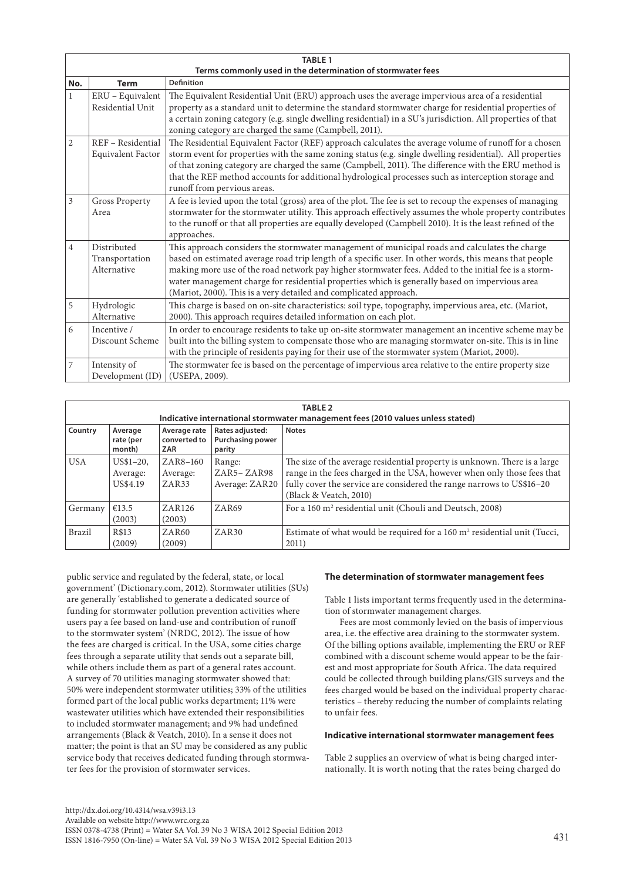**TABLE 1**
**Terms commonly used in the determination of stormwater fees**

| No. | Term | Definition |
|---|---|---|
| 1 | ERU – Equivalent Residential Unit | The Equivalent Residential Unit (ERU) approach uses the average impervious area of a residential property as a standard unit to determine the standard stormwater charge for residential properties of a certain zoning category (e.g. single dwelling residential) in a SU's jurisdiction. All properties of that zoning category are charged the same (Campbell, 2011). |
| 2 | REF – Residential Equivalent Factor | The Residential Equivalent Factor (REF) approach calculates the average volume of runoff for a chosen storm event for properties with the same zoning status (e.g. single dwelling residential). All properties of that zoning category are charged the same (Campbell, 2011). The difference with the ERU method is that the REF method accounts for additional hydrological processes such as interception storage and runoff from pervious areas. |
| 3 | Gross Property Area | A fee is levied upon the total (gross) area of the plot. The fee is set to recoup the expenses of managing stormwater for the stormwater utility. This approach effectively assumes the whole property contributes to the runoff or that all properties are equally developed (Campbell 2010). It is the least refined of the approaches. |
| 4 | Distributed Transportation Alternative | This approach considers the stormwater management of municipal roads and calculates the charge based on estimated average road trip length of a specific user. In other words, this means that people making more use of the road network pay higher stormwater fees. Added to the initial fee is a storm-water management charge for residential properties which is generally based on impervious area (Mariot, 2000). This is a very detailed and complicated approach. |
| 5 | Hydrologic Alternative | This charge is based on on-site characteristics: soil type, topography, impervious area, etc. (Mariot, 2000). This approach requires detailed information on each plot. |
| 6 | Incentive / Discount Scheme | In order to encourage residents to take up on-site stormwater management an incentive scheme may be built into the billing system to compensate those who are managing stormwater on-site. This is in line with the principle of residents paying for their use of the stormwater system (Mariot, 2000). |
| 7 | Intensity of Development (ID) | The stormwater fee is based on the percentage of impervious area relative to the entire property size (USEPA, 2009). |

**TABLE 2**
**Indicative international stormwater management fees (2010 values unless stated)**

| Country | Average rate (per month) | Average rate converted to ZAR | Rates adjusted: Purchasing power parity | Notes |
|---|---|---|---|---|
| USA | US$1–20, Average: US$4.19 | ZAR8–160 Average: ZAR33 | Range: ZAR5– ZAR98 Average: ZAR20 | The size of the average residential property is unknown. There is a large range in the fees charged in the USA, however when only those fees that fully cover the service are considered the range narrows to US$16–20 (Black & Veatch, 2010) |
| Germany | €13.5 (2003) | ZAR126 (2003) | ZAR69 | For a 160 m$^2$ residential unit (Chouli and Deutsch, 2008) |
| Brazil | R$13 (2009) | ZAR60 (2009) | ZAR30 | Estimate of what would be required for a 160 m$^2$ residential unit (Tucci, 2011) |

public service and regulated by the federal, state, or local government' (Dictionary.com, 2012). Stormwater utilities (SUs) are generally 'established to generate a dedicated source of funding for stormwater pollution prevention activities where users pay a fee based on land-use and contribution of runoff to the stormwater system' (NRDC, 2012). The issue of how the fees are charged is critical. In the USA, some cities charge fees through a separate utility that sends out a separate bill, while others include them as part of a general rates account. A survey of 70 utilities managing stormwater showed that: 50% were independent stormwater utilities; 33% of the utilities formed part of the local public works department; 11% were wastewater utilities which have extended their responsibilities to included stormwater management; and 9% had undefined arrangements (Black & Veatch, 2010). In a sense it does not matter; the point is that an SU may be considered as any public service body that receives dedicated funding through stormwater fees for the provision of stormwater services.

### The determination of stormwater management fees

Table 1 lists important terms frequently used in the determination of stormwater management charges.

Fees are most commonly levied on the basis of impervious area, i.e. the effective area draining to the stormwater system. Of the billing options available, implementing the ERU or REF combined with a discount scheme would appear to be the fairest and most appropriate for South Africa. The data required could be collected through building plans/GIS surveys and the fees charged would be based on the individual property characteristics – thereby reducing the number of complaints relating to unfair fees.

### Indicative international stormwater management fees

Table 2 supplies an overview of what is being charged internationally. It is worth noting that the rates being charged do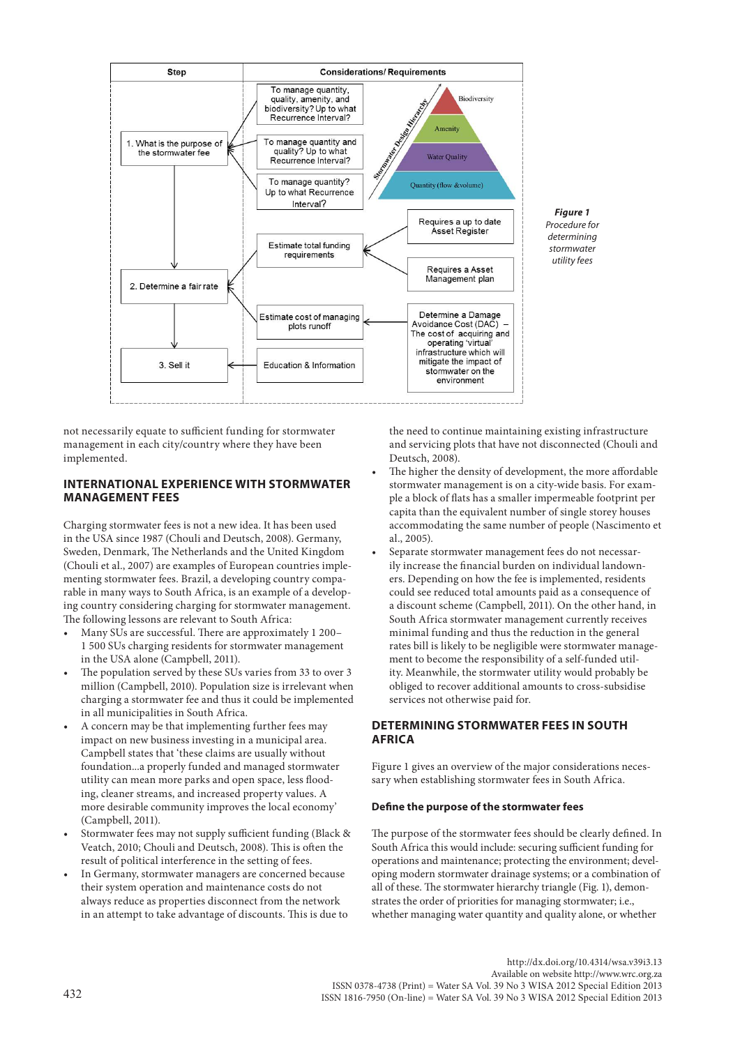| Step | Considerations/ Requirements |
|---|---|
| 1. What is the purpose of the stormwater fee | To manage quantity, quality, amenity, and biodiversity? Up to what Recurrence Interval? |
| | To manage quantity and quality? Up to what Recurrence Interval? |
| | To manage quantity? Up to what Recurrence Interval? |
| | Stormwater Design Hierarchy: Biodiversity; Amenity; Water Quality; Quantity (flow &volume) |
| 2. Determine a fair rate | Estimate total funding requirements ← Requires a up to date Asset Register; Requires a Asset Management plan |
| | Estimate cost of managing plots runoff ← Determine a Damage Avoidance Cost (DAC) – The cost of acquiring and operating 'virtual' infrastructure which will mitigate the impact of stormwater on the environment |
| 3. Sell it | Education & Information |

*Figure 1*
*Procedure for determining stormwater utility fees*

not necessarily equate to sufficient funding for stormwater management in each city/country where they have been implemented.

## INTERNATIONAL EXPERIENCE WITH STORMWATER MANAGEMENT FEES

Charging stormwater fees is not a new idea. It has been used in the USA since 1987 (Chouli and Deutsch, 2008). Germany, Sweden, Denmark, The Netherlands and the United Kingdom (Chouli et al., 2007) are examples of European countries implementing stormwater fees. Brazil, a developing country comparable in many ways to South Africa, is an example of a developing country considering charging for stormwater management. The following lessons are relevant to South Africa:

- Many SUs are successful. There are approximately 1 200–1 500 SUs charging residents for stormwater management in the USA alone (Campbell, 2011).
- The population served by these SUs varies from 33 to over 3 million (Campbell, 2010). Population size is irrelevant when charging a stormwater fee and thus it could be implemented in all municipalities in South Africa.
- A concern may be that implementing further fees may impact on new business investing in a municipal area. Campbell states that 'these claims are usually without foundation...a properly funded and managed stormwater utility can mean more parks and open space, less flooding, cleaner streams, and increased property values. A more desirable community improves the local economy' (Campbell, 2011).
- Stormwater fees may not supply sufficient funding (Black & Veatch, 2010; Chouli and Deutsch, 2008). This is often the result of political interference in the setting of fees.
- In Germany, stormwater managers are concerned because their system operation and maintenance costs do not always reduce as properties disconnect from the network in an attempt to take advantage of discounts. This is due to the need to continue maintaining existing infrastructure and servicing plots that have not disconnected (Chouli and Deutsch, 2008).
- The higher the density of development, the more affordable stormwater management is on a city-wide basis. For example a block of flats has a smaller impermeable footprint per capita than the equivalent number of single storey houses accommodating the same number of people (Nascimento et al., 2005).
- Separate stormwater management fees do not necessarily increase the financial burden on individual landowners. Depending on how the fee is implemented, residents could see reduced total amounts paid as a consequence of a discount scheme (Campbell, 2011). On the other hand, in South Africa stormwater management currently receives minimal funding and thus the reduction in the general rates bill is likely to be negligible were stormwater management to become the responsibility of a self-funded utility. Meanwhile, the stormwater utility would probably be obliged to recover additional amounts to cross-subsidise services not otherwise paid for.

## DETERMINING STORMWATER FEES IN SOUTH AFRICA

Figure 1 gives an overview of the major considerations necessary when establishing stormwater fees in South Africa.

### Define the purpose of the stormwater fees

The purpose of the stormwater fees should be clearly defined. In South Africa this would include: securing sufficient funding for operations and maintenance; protecting the environment; developing modern stormwater drainage systems; or a combination of all of these. The stormwater hierarchy triangle (Fig. 1), demonstrates the order of priorities for managing stormwater; i.e., whether managing water quantity and quality alone, or whether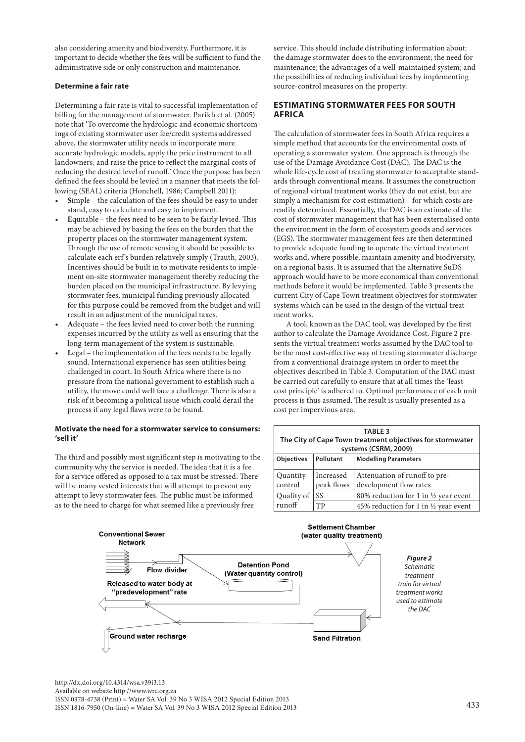also considering amenity and biodiversity. Furthermore, it is important to decide whether the fees will be sufficient to fund the administrative side or only construction and maintenance.

#### Determine a fair rate

Determining a fair rate is vital to successful implementation of billing for the management of stormwater. Parikh et al. (2005) note that 'To overcome the hydrologic and economic shortcomings of existing stormwater user fee/credit systems addressed above, the stormwater utility needs to incorporate more accurate hydrologic models, apply the price instrument to all landowners, and raise the price to reflect the marginal costs of reducing the desired level of runoff.' Once the purpose has been defined the fees should be levied in a manner that meets the following (SEAL) criteria (Honchell, 1986; Campbell 2011):

- **S**imple – the calculation of the fees should be easy to understand, easy to calculate and easy to implement.
- **E**quitable – the fees need to be seen to be fairly levied. This may be achieved by basing the fees on the burden that the property places on the stormwater management system. Through the use of remote sensing it should be possible to calculate each erf's burden relatively simply (Trauth, 2003). Incentives should be built in to motivate residents to implement on-site stormwater management thereby reducing the burden placed on the municipal infrastructure. By levying stormwater fees, municipal funding previously allocated for this purpose could be removed from the budget and will result in an adjustment of the municipal taxes.
- **A**dequate – the fees levied need to cover both the running expenses incurred by the utility as well as ensuring that the long-term management of the system is sustainable.
- **L**egal – the implementation of the fees needs to be legally sound. International experience has seen utilities being challenged in court. In South Africa where there is no pressure from the national government to establish such a utility, the move could well face a challenge. There is also a risk of it becoming a political issue which could derail the process if any legal flaws were to be found.

#### Motivate the need for a stormwater service to consumers: 'sell it'

The third and possibly most significant step is motivating to the community why the service is needed. The idea that it is a fee for a service offered as opposed to a tax must be stressed. There will be many vested interests that will attempt to prevent any attempt to levy stormwater fees. The public must be informed as to the need to charge for what seemed like a previously free service. This should include distributing information about: the damage stormwater does to the environment; the need for maintenance; the advantages of a well-maintained system; and the possibilities of reducing individual fees by implementing source-control measures on the property.

## ESTIMATING STORMWATER FEES FOR SOUTH AFRICA

The calculation of stormwater fees in South Africa requires a simple method that accounts for the environmental costs of operating a stormwater system. One approach is through the use of the Damage Avoidance Cost (DAC). The DAC is the whole life-cycle cost of treating stormwater to acceptable standards through conventional means. It assumes the construction of regional virtual treatment works (they do not exist, but are simply a mechanism for cost estimation) – for which costs are readily determined. Essentially, the DAC is an estimate of the cost of stormwater management that has been externalised onto the environment in the form of ecosystem goods and services (EGS). The stormwater management fees are then determined to provide adequate funding to operate the virtual treatment works and, where possible, maintain amenity and biodiversity, on a regional basis. It is assumed that the alternative SuDS approach would have to be more economical than conventional methods before it would be implemented. Table 3 presents the current City of Cape Town treatment objectives for stormwater systems which can be used in the design of the virtual treatment works.

A tool, known as the DAC tool, was developed by the first author to calculate the Damage Avoidance Cost. Figure 2 presents the virtual treatment works assumed by the DAC tool to be the most cost-effective way of treating stormwater discharge from a conventional drainage system in order to meet the objectives described in Table 3. Computation of the DAC must be carried out carefully to ensure that at all times the 'least cost principle' is adhered to. Optimal performance of each unit process is thus assumed. The result is usually presented as a cost per impervious area.

**TABLE 3**
**The City of Cape Town treatment objectives for stormwater systems (CSRM, 2009)**

| Objectives | Pollutant | Modelling Parameters |
|---|---|---|
| Quantity control | Increased peak flows | Attenuation of runoff to pre-development flow rates |
| Quality of runoff | SS | 80% reduction for 1 in ½ year event |
| | TP | 45% reduction for 1 in ½ year event |

Conventional Sewer Network
Flow divider
Detention Pond (Water quantity control)
Settlement Chamber (water quality treatment)
Released to water body at "predevelopment" rate
Ground water recharge
Sand Filtration

*Figure 2*
*Schematic treatment train for virtual treatment works used to estimate the DAC*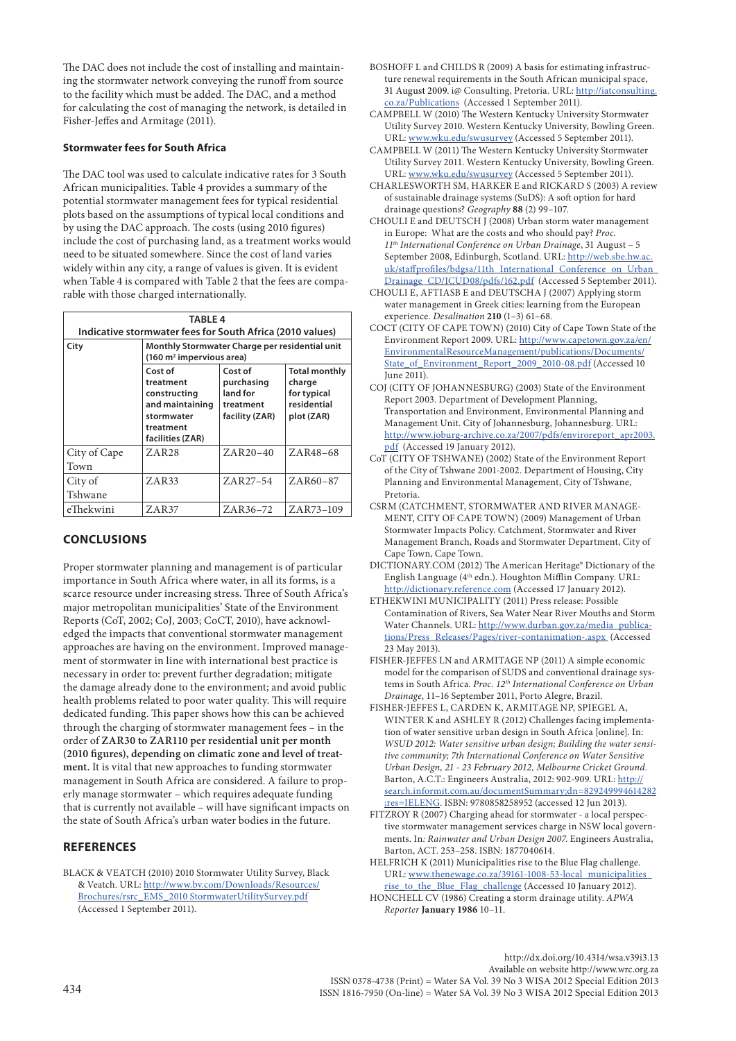The DAC does not include the cost of installing and maintaining the stormwater network conveying the runoff from source to the facility which must be added. The DAC, and a method for calculating the cost of managing the network, is detailed in Fisher-Jeffes and Armitage (2011).

### Stormwater fees for South Africa

The DAC tool was used to calculate indicative rates for 3 South African municipalities. Table 4 provides a summary of the potential stormwater management fees for typical residential plots based on the assumptions of typical local conditions and by using the DAC approach. The costs (using 2010 figures) include the cost of purchasing land, as a treatment works would need to be situated somewhere. Since the cost of land varies widely within any city, a range of values is given. It is evident when Table 4 is compared with Table 2 that the fees are comparable with those charged internationally.

**TABLE 4**
**Indicative stormwater fees for South Africa (2010 values)**

| City | Monthly Stormwater Charge per residential unit (160 m² impervious area) | | |
|---|---|---|---|
| | Cost of treatment constructing and maintaining stormwater treatment facilities (ZAR) | Cost of purchasing land for treatment facility (ZAR) | Total monthly charge for typical residential plot (ZAR) |
| City of Cape Town | ZAR28 | ZAR20–40 | ZAR48–68 |
| City of Tshwane | ZAR33 | ZAR27–54 | ZAR60–87 |
| eThekwini | ZAR37 | ZAR36–72 | ZAR73–109 |

## CONCLUSIONS

Proper stormwater planning and management is of particular importance in South Africa where water, in all its forms, is a scarce resource under increasing stress. Three of South Africa's major metropolitan municipalities' State of the Environment Reports (CoT, 2002; CoJ, 2003; CoCT, 2010), have acknowledged the impacts that conventional stormwater management approaches are having on the environment. Improved management of stormwater in line with international best practice is necessary in order to: prevent further degradation; mitigate the damage already done to the environment; and avoid public health problems related to poor water quality. This will require dedicated funding. This paper shows how this can be achieved through the charging of stormwater management fees – in the order of **ZAR30 to ZAR110 per residential unit per month (2010 figures), depending on climatic zone and level of treatment.** It is vital that new approaches to funding stormwater management in South Africa are considered. A failure to properly manage stormwater – which requires adequate funding that is currently not available – will have significant impacts on the state of South Africa's urban water bodies in the future.

## REFERENCES

BLACK & VEATCH (2010) 2010 Stormwater Utility Survey, Black & Veatch. URL: http://www.bv.com/Downloads/Resources/Brochures/rsrc_EMS_2010 StormwaterUtilitySurvey.pdf (Accessed 1 September 2011).

BOSHOFF L and CHILDS R (2009) A basis for estimating infrastructure renewal requirements in the South African municipal space, 31 August 2009. i@ Consulting, Pretoria. URL: http://iatconsulting.co.za/Publications (Accessed 1 September 2011).

CAMPBELL W (2010) The Western Kentucky University Stormwater Utility Survey 2010. Western Kentucky University, Bowling Green. URL: www.wku.edu/swusurvey (Accessed 5 September 2011).

CAMPBELL W (2011) The Western Kentucky University Stormwater Utility Survey 2011. Western Kentucky University, Bowling Green. URL: www.wku.edu/swusurvey (Accessed 5 September 2011).

CHARLESWORTH SM, HARKER E and RICKARD S (2003) A review of sustainable drainage systems (SuDS): A soft option for hard drainage questions? *Geography* **88** (2) 99–107.

CHOULI E and DEUTSCH J (2008) Urban storm water management in Europe: What are the costs and who should pay? *Proc. 11th International Conference on Urban Drainage*, 31 August – 5 September 2008, Edinburgh, Scotland. URL: http://web.sbe.hw.ac.uk/staffprofiles/bdgsa/11th_International_Conference_on_Urban_Drainage_CD/ICUD08/pdfs/162.pdf (Accessed 5 September 2011).

CHOULI E, AFTIASB E and DEUTSCHA J (2007) Applying storm water management in Greek cities: learning from the European experience. *Desalination* **210** (1–3) 61–68.

COCT (CITY OF CAPE TOWN) (2010) City of Cape Town State of the Environment Report 2009. URL: http://www.capetown.gov.za/en/EnvironmentalResourceManagement/publications/Documents/State_of_Environment_Report_2009_2010-08.pdf (Accessed 10 June 2011).

COJ (CITY OF JOHANNESBURG) (2003) State of the Environment Report 2003. Department of Development Planning, Transportation and Environment, Environmental Planning and Management Unit. City of Johannesburg, Johannesburg. URL: http://www.joburg-archive.co.za/2007/pdfs/enviroreport_apr2003.pdf (Accessed 19 January 2012).

CoT (CITY OF TSHWANE) (2002) State of the Environment Report of the City of Tshwane 2001-2002. Department of Housing, City Planning and Environmental Management, City of Tshwane, Pretoria.

CSRM (CATCHMENT, STORMWATER AND RIVER MANAGEMENT, CITY OF CAPE TOWN) (2009) Management of Urban Stormwater Impacts Policy. Catchment, Stormwater and River Management Branch, Roads and Stormwater Department, City of Cape Town, Cape Town.

DICTIONARY.COM (2012) The American Heritage® Dictionary of the English Language (4th edn.). Houghton Mifflin Company. URL: http://dictionary.reference.com (Accessed 17 January 2012).

ETHEKWINI MUNICIPALITY (2011) Press release: Possible Contamination of Rivers, Sea Water Near River Mouths and Storm Water Channels. URL: http://www.durban.gov.za/media_publications/Press_Releases/Pages/river-contanimation-.aspx (Accessed 23 May 2013).

FISHER-JEFFES LN and ARMITAGE NP (2011) A simple economic model for the comparison of SUDS and conventional drainage systems in South Africa. *Proc. 12th International Conference on Urban Drainage*, 11–16 September 2011, Porto Alegre, Brazil.

FISHER-JEFFES L, CARDEN K, ARMITAGE NP, SPIEGEL A, WINTER K and ASHLEY R (2012) Challenges facing implementation of water sensitive urban design in South Africa [online]. In: *WSUD 2012: Water sensitive urban design; Building the water sensitive community; 7th International Conference on Water Sensitive Urban Design, 21 - 23 February 2012, Melbourne Cricket Ground*. Barton, A.C.T.: Engineers Australia, 2012: 902-909. URL: http://search.informit.com.au/documentSummary;dn=829249994614282;res=IELENG. ISBN: 9780858258952 (accessed 12 Jun 2013).

FITZROY R (2007) Charging ahead for stormwater - a local perspective stormwater management services charge in NSW local governments. In*: Rainwater and Urban Design 2007.* Engineers Australia, Barton, ACT. 253–258. ISBN: 1877040614.

HELFRICH K (2011) Municipalities rise to the Blue Flag challenge. URL: www.thenewage.co.za/39161-1008-53-local_municipalities_rise_to_the_Blue_Flag_challenge (Accessed 10 January 2012).

HONCHELL CV (1986) Creating a storm drainage utility. *APWA Reporter* **January 1986** 10–11.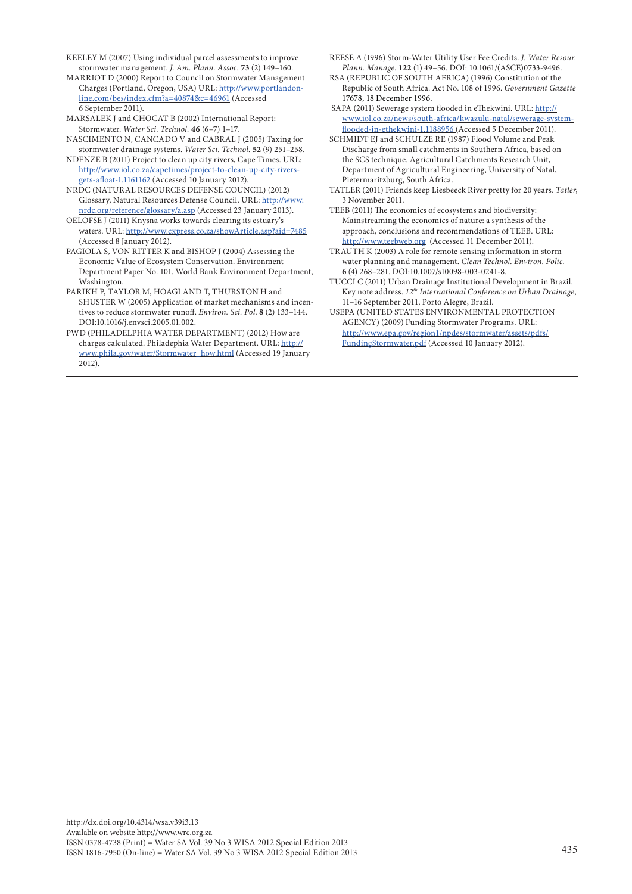KEELEY M (2007) Using individual parcel assessments to improve stormwater management. *J. Am. Plann. Assoc.* **73** (2) 149–160.

MARRIOT D (2000) Report to Council on Stormwater Management Charges (Portland, Oregon, USA) URL: http://www.portlandonline.com/bes/index.cfm?a=40874&c=46961 (Accessed 6 September 2011).

MARSALEK J and CHOCAT B (2002) International Report: Stormwater. *Water Sci. Technol.* **46** (6–7) 1–17.

NASCIMENTO N, CANCADO V and CABRAL J (2005) Taxing for stormwater drainage systems. *Water Sci. Technol.* **52** (9) 251–258.

NDENZE B (2011) Project to clean up city rivers, Cape Times. URL: http://www.iol.co.za/capetimes/project-to-clean-up-city-rivers-gets-afloat-1.1161162 (Accessed 10 January 2012).

NRDC (NATURAL RESOURCES DEFENSE COUNCIL) (2012) Glossary, Natural Resources Defense Council. URL: http://www.nrdc.org/reference/glossary/a.asp (Accessed 23 January 2013).

OELOFSE J (2011) Knysna works towards clearing its estuary's waters. URL: http://www.cxpress.co.za/showArticle.asp?aid=7485 (Accessed 8 January 2012).

PAGIOLA S, VON RITTER K and BISHOP J (2004) Assessing the Economic Value of Ecosystem Conservation. Environment Department Paper No. 101. World Bank Environment Department, Washington.

PARIKH P, TAYLOR M, HOAGLAND T, THURSTON H and SHUSTER W (2005) Application of market mechanisms and incentives to reduce stormwater runoff. *Environ. Sci. Pol.* **8** (2) 133–144. DOI:10.1016/j.envsci.2005.01.002.

PWD (PHILADELPHIA WATER DEPARTMENT) (2012) How are charges calculated. Philadephia Water Department. URL: http://www.phila.gov/water/Stormwater_how.html (Accessed 19 January 2012).

REESE A (1996) Storm-Water Utility User Fee Credits. *J. Water Resour. Plann. Manage.* **122** (1) 49–56. DOI: 10.1061/(ASCE)0733-9496.

RSA (REPUBLIC OF SOUTH AFRICA) (1996) Constitution of the Republic of South Africa. Act No. 108 of 1996. *Government Gazette* 17678, 18 December 1996.

SAPA (2011) Sewerage system flooded in eThekwini. URL: http://www.iol.co.za/news/south-africa/kwazulu-natal/sewerage-system-flooded-in-ethekwini-1.1188956 (Accessed 5 December 2011).

SCHMIDT EJ and SCHULZE RE (1987) Flood Volume and Peak Discharge from small catchments in Southern Africa, based on the SCS technique. Agricultural Catchments Research Unit, Department of Agricultural Engineering, University of Natal, Pietermaritzburg, South Africa.

TATLER (2011) Friends keep Liesbeeck River pretty for 20 years. *Tatler*, 3 November 2011.

TEEB (2011) The economics of ecosystems and biodiversity: Mainstreaming the economics of nature: a synthesis of the approach, conclusions and recommendations of TEEB. URL: http://www.teebweb.org (Accessed 11 December 2011).

TRAUTH K (2003) A role for remote sensing information in storm water planning and management. *Clean Technol. Environ. Polic.* **6** (4) 268–281. DOI:10.1007/s10098-003-0241-8.

TUCCI C (2011) Urban Drainage Institutional Development in Brazil. Key note address. *12th International Conference on Urban Drainage*, 11–16 September 2011, Porto Alegre, Brazil.

USEPA (UNITED STATES ENVIRONMENTAL PROTECTION AGENCY) (2009) Funding Stormwater Programs. URL: http://www.epa.gov/region1/npdes/stormwater/assets/pdfs/FundingStormwater.pdf (Accessed 10 January 2012).